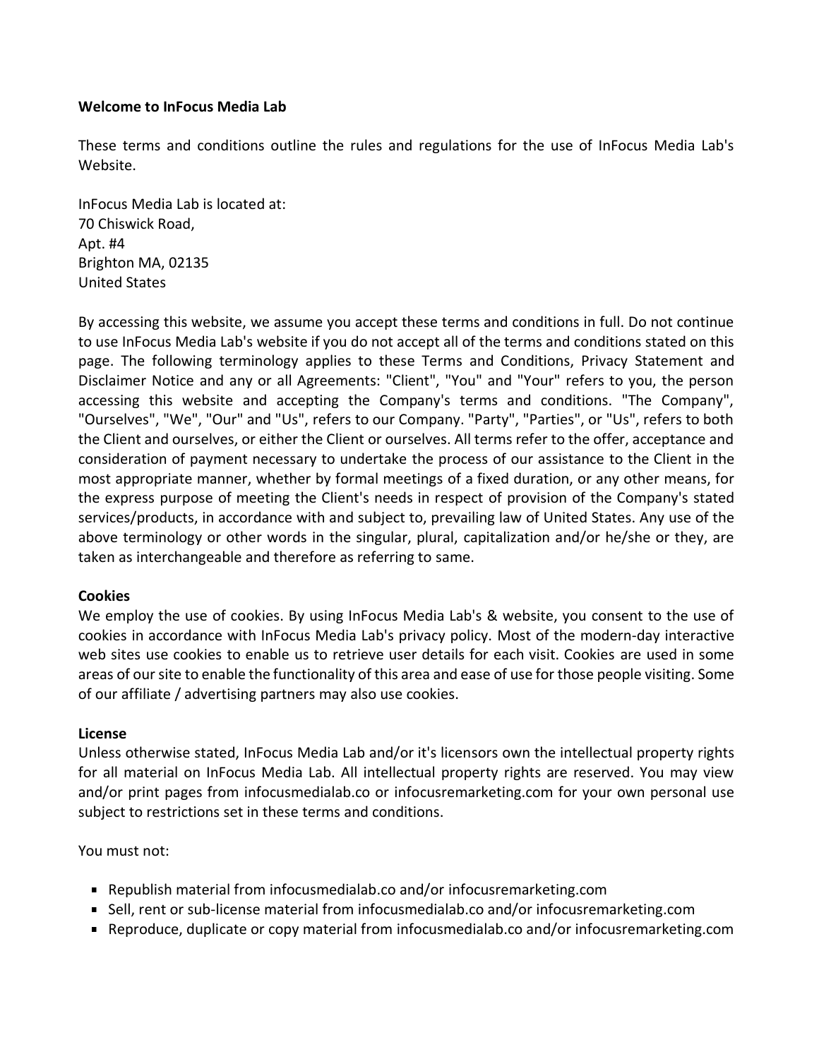**Welcome to InFocus Media Lab**

These terms and conditions outline the rules and regulations for the use of InFocus Media Lab's Website.

InFocus Media Lab is located at:
70 Chiswick Road,
Apt. #4
Brighton MA, 02135
United States

By accessing this website, we assume you accept these terms and conditions in full. Do not continue to use InFocus Media Lab's website if you do not accept all of the terms and conditions stated on this page. The following terminology applies to these Terms and Conditions, Privacy Statement and Disclaimer Notice and any or all Agreements: "Client", "You" and "Your" refers to you, the person accessing this website and accepting the Company's terms and conditions. "The Company", "Ourselves", "We", "Our" and "Us", refers to our Company. "Party", "Parties", or "Us", refers to both the Client and ourselves, or either the Client or ourselves. All terms refer to the offer, acceptance and consideration of payment necessary to undertake the process of our assistance to the Client in the most appropriate manner, whether by formal meetings of a fixed duration, or any other means, for the express purpose of meeting the Client's needs in respect of provision of the Company's stated services/products, in accordance with and subject to, prevailing law of United States. Any use of the above terminology or other words in the singular, plural, capitalization and/or he/she or they, are taken as interchangeable and therefore as referring to same.

**Cookies**

We employ the use of cookies. By using InFocus Media Lab's & website, you consent to the use of cookies in accordance with InFocus Media Lab's privacy policy. Most of the modern-day interactive web sites use cookies to enable us to retrieve user details for each visit. Cookies are used in some areas of our site to enable the functionality of this area and ease of use for those people visiting. Some of our affiliate / advertising partners may also use cookies.

**License**

Unless otherwise stated, InFocus Media Lab and/or it's licensors own the intellectual property rights for all material on InFocus Media Lab. All intellectual property rights are reserved. You may view and/or print pages from infocusmedialab.co or infocusremarketing.com for your own personal use subject to restrictions set in these terms and conditions.

You must not:

- Republish material from infocusmedialab.co and/or infocusremarketing.com
- Sell, rent or sub-license material from infocusmedialab.co and/or infocusremarketing.com
- Reproduce, duplicate or copy material from infocusmedialab.co and/or infocusremarketing.com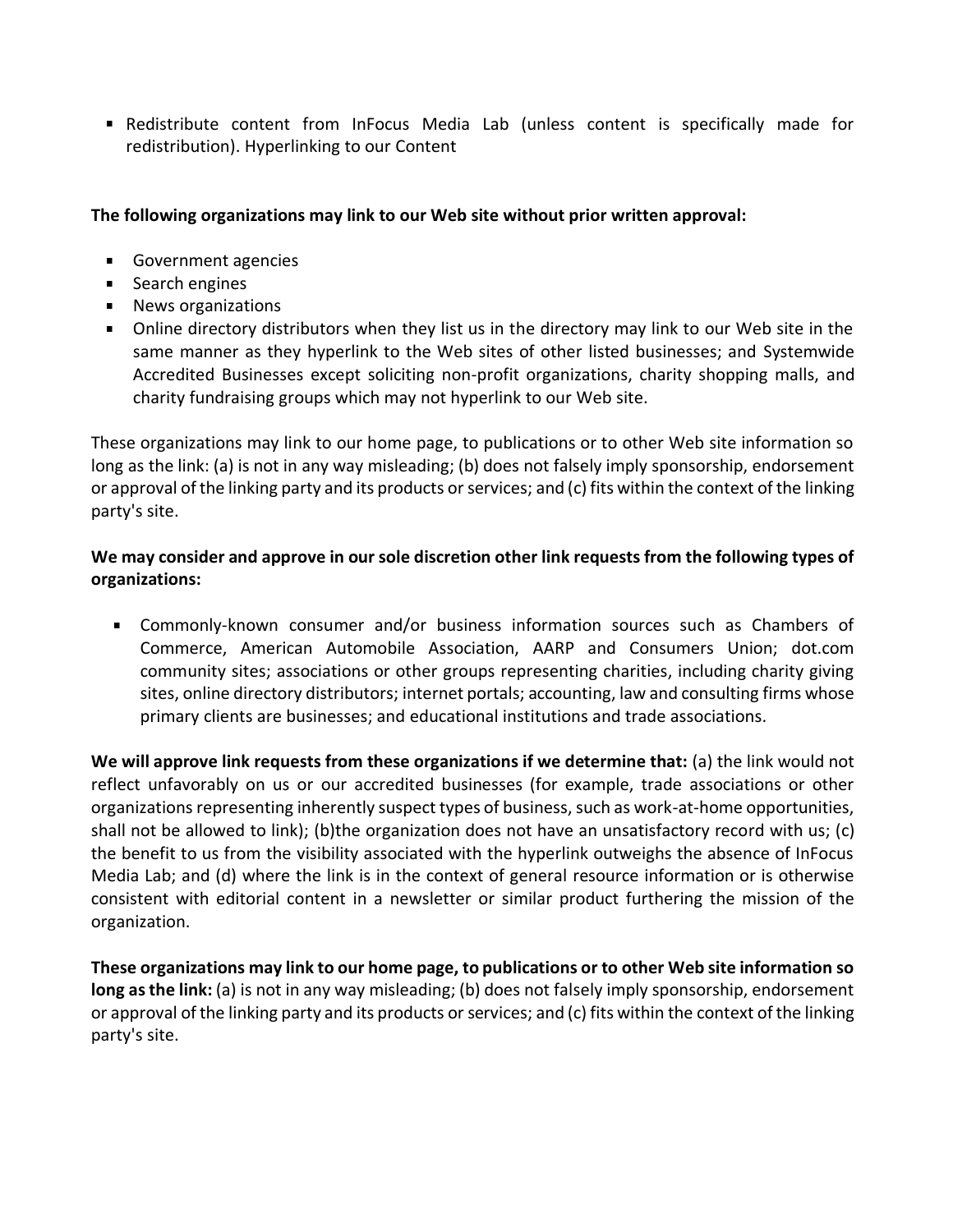- Redistribute content from InFocus Media Lab (unless content is specifically made for redistribution). Hyperlinking to our Content

**The following organizations may link to our Web site without prior written approval:**

- Government agencies
- Search engines
- News organizations
- Online directory distributors when they list us in the directory may link to our Web site in the same manner as they hyperlink to the Web sites of other listed businesses; and Systemwide Accredited Businesses except soliciting non-profit organizations, charity shopping malls, and charity fundraising groups which may not hyperlink to our Web site.

These organizations may link to our home page, to publications or to other Web site information so long as the link: (a) is not in any way misleading; (b) does not falsely imply sponsorship, endorsement or approval of the linking party and its products or services; and (c) fits within the context of the linking party's site.

**We may consider and approve in our sole discretion other link requests from the following types of organizations:**

- Commonly-known consumer and/or business information sources such as Chambers of Commerce, American Automobile Association, AARP and Consumers Union; dot.com community sites; associations or other groups representing charities, including charity giving sites, online directory distributors; internet portals; accounting, law and consulting firms whose primary clients are businesses; and educational institutions and trade associations.

**We will approve link requests from these organizations if we determine that:** (a) the link would not reflect unfavorably on us or our accredited businesses (for example, trade associations or other organizations representing inherently suspect types of business, such as work-at-home opportunities, shall not be allowed to link); (b)the organization does not have an unsatisfactory record with us; (c) the benefit to us from the visibility associated with the hyperlink outweighs the absence of InFocus Media Lab; and (d) where the link is in the context of general resource information or is otherwise consistent with editorial content in a newsletter or similar product furthering the mission of the organization.

**These organizations may link to our home page, to publications or to other Web site information so long as the link:** (a) is not in any way misleading; (b) does not falsely imply sponsorship, endorsement or approval of the linking party and its products or services; and (c) fits within the context of the linking party's site.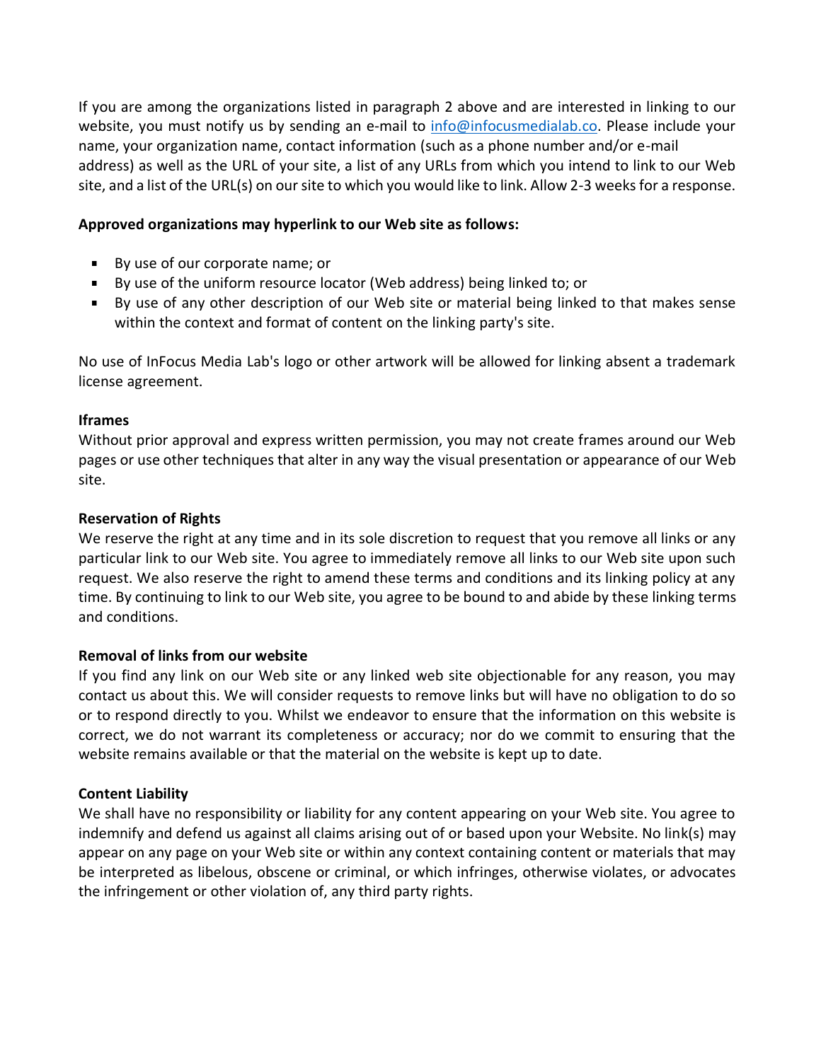If you are among the organizations listed in paragraph 2 above and are interested in linking to our website, you must notify us by sending an e-mail to info@infocusmedialab.co. Please include your name, your organization name, contact information (such as a phone number and/or e-mail address) as well as the URL of your site, a list of any URLs from which you intend to link to our Web site, and a list of the URL(s) on our site to which you would like to link. Allow 2-3 weeks for a response.

**Approved organizations may hyperlink to our Web site as follows:**

- By use of our corporate name; or
- By use of the uniform resource locator (Web address) being linked to; or
- By use of any other description of our Web site or material being linked to that makes sense within the context and format of content on the linking party's site.

No use of InFocus Media Lab's logo or other artwork will be allowed for linking absent a trademark license agreement.

**Iframes**

Without prior approval and express written permission, you may not create frames around our Web pages or use other techniques that alter in any way the visual presentation or appearance of our Web site.

**Reservation of Rights**

We reserve the right at any time and in its sole discretion to request that you remove all links or any particular link to our Web site. You agree to immediately remove all links to our Web site upon such request. We also reserve the right to amend these terms and conditions and its linking policy at any time. By continuing to link to our Web site, you agree to be bound to and abide by these linking terms and conditions.

**Removal of links from our website**

If you find any link on our Web site or any linked web site objectionable for any reason, you may contact us about this. We will consider requests to remove links but will have no obligation to do so or to respond directly to you. Whilst we endeavor to ensure that the information on this website is correct, we do not warrant its completeness or accuracy; nor do we commit to ensuring that the website remains available or that the material on the website is kept up to date.

**Content Liability**

We shall have no responsibility or liability for any content appearing on your Web site. You agree to indemnify and defend us against all claims arising out of or based upon your Website. No link(s) may appear on any page on your Web site or within any context containing content or materials that may be interpreted as libelous, obscene or criminal, or which infringes, otherwise violates, or advocates the infringement or other violation of, any third party rights.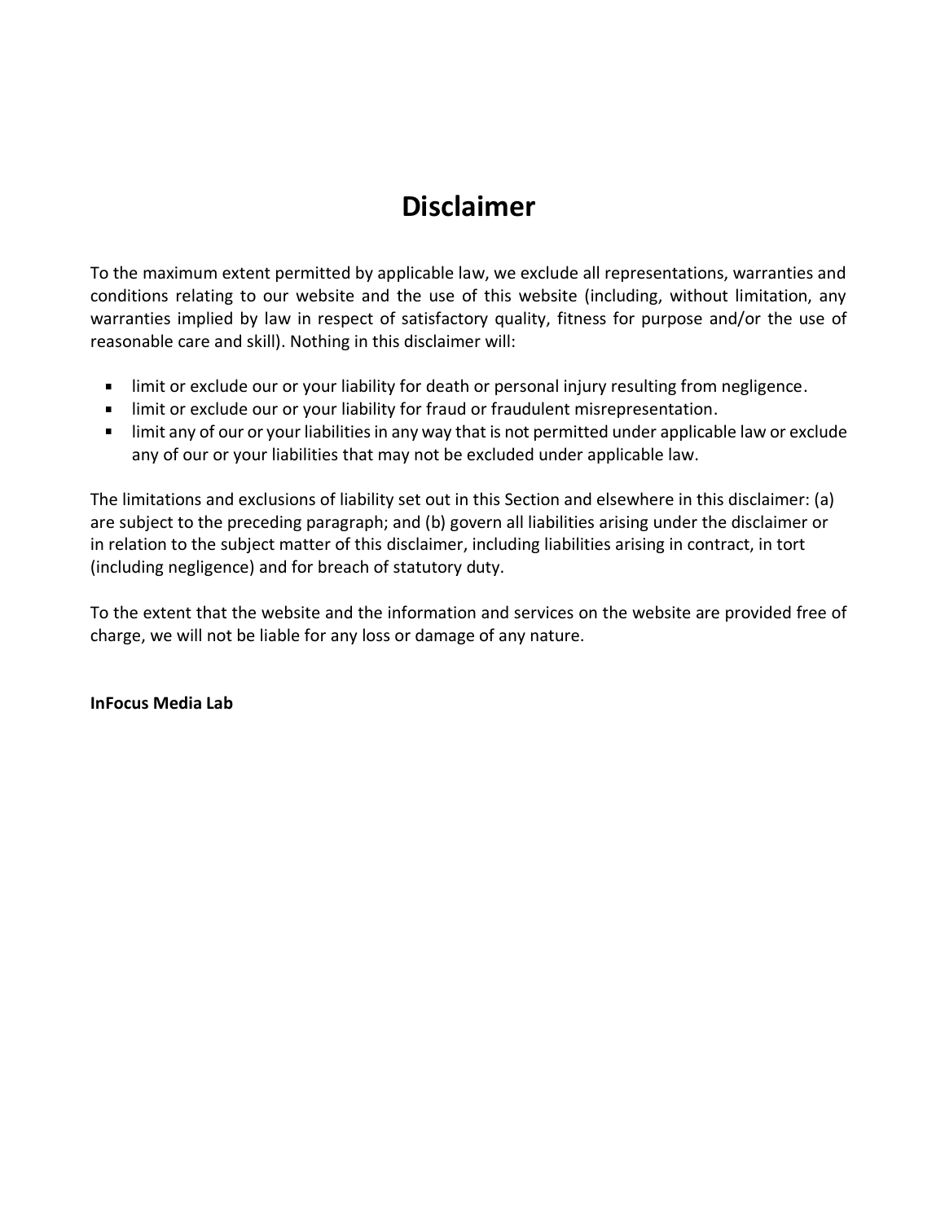# Disclaimer

To the maximum extent permitted by applicable law, we exclude all representations, warranties and conditions relating to our website and the use of this website (including, without limitation, any warranties implied by law in respect of satisfactory quality, fitness for purpose and/or the use of reasonable care and skill). Nothing in this disclaimer will:

- limit or exclude our or your liability for death or personal injury resulting from negligence.
- limit or exclude our or your liability for fraud or fraudulent misrepresentation.
- limit any of our or your liabilities in any way that is not permitted under applicable law or exclude any of our or your liabilities that may not be excluded under applicable law.

The limitations and exclusions of liability set out in this Section and elsewhere in this disclaimer: (a) are subject to the preceding paragraph; and (b) govern all liabilities arising under the disclaimer or in relation to the subject matter of this disclaimer, including liabilities arising in contract, in tort (including negligence) and for breach of statutory duty.

To the extent that the website and the information and services on the website are provided free of charge, we will not be liable for any loss or damage of any nature.

**InFocus Media Lab**